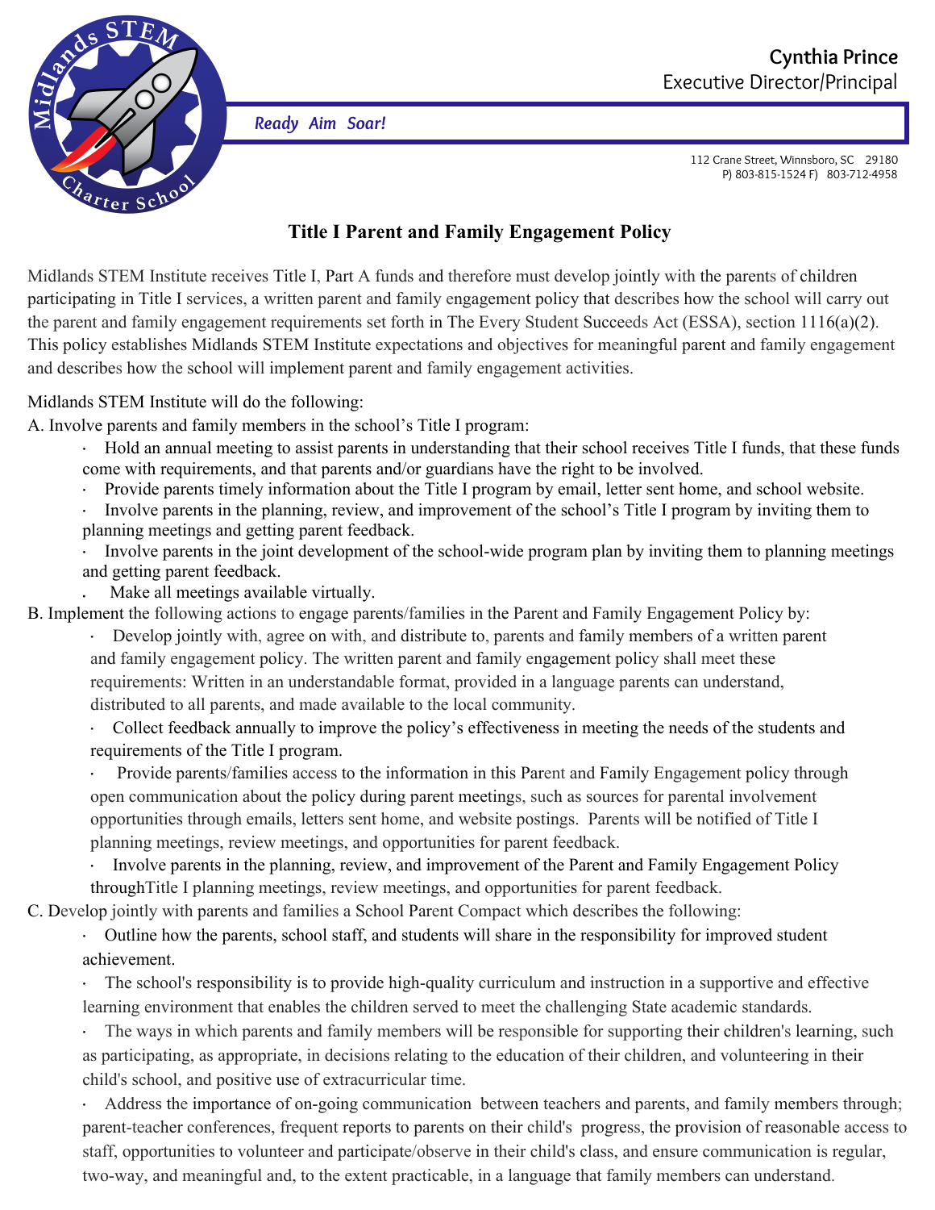Cynthia Prince
Executive Director/Principal

*Ready Aim Soar!*

112 Crane Street, Winnsboro, SC 29180
P) 803-815-1524 F) 803-712-4958

# Title I Parent and Family Engagement Policy

Midlands STEM Institute receives Title I, Part A funds and therefore must develop jointly with the parents of children participating in Title I services, a written parent and family engagement policy that describes how the school will carry out the parent and family engagement requirements set forth in The Every Student Succeeds Act (ESSA), section 1116(a)(2). This policy establishes Midlands STEM Institute expectations and objectives for meaningful parent and family engagement and describes how the school will implement parent and family engagement activities.

Midlands STEM Institute will do the following:

A. Involve parents and family members in the school's Title I program:

- Hold an annual meeting to assist parents in understanding that their school receives Title I funds, that these funds come with requirements, and that parents and/or guardians have the right to be involved.
- Provide parents timely information about the Title I program by email, letter sent home, and school website.
- Involve parents in the planning, review, and improvement of the school's Title I program by inviting them to planning meetings and getting parent feedback.
- Involve parents in the joint development of the school-wide program plan by inviting them to planning meetings and getting parent feedback.
- Make all meetings available virtually.

B. Implement the following actions to engage parents/families in the Parent and Family Engagement Policy by:

- Develop jointly with, agree on with, and distribute to, parents and family members of a written parent and family engagement policy. The written parent and family engagement policy shall meet these requirements: Written in an understandable format, provided in a language parents can understand, distributed to all parents, and made available to the local community.
- Collect feedback annually to improve the policy's effectiveness in meeting the needs of the students and requirements of the Title I program.
- Provide parents/families access to the information in this Parent and Family Engagement policy through open communication about the policy during parent meetings, such as sources for parental involvement opportunities through emails, letters sent home, and website postings. Parents will be notified of Title I planning meetings, review meetings, and opportunities for parent feedback.
- Involve parents in the planning, review, and improvement of the Parent and Family Engagement Policy throughTitle I planning meetings, review meetings, and opportunities for parent feedback.

C. Develop jointly with parents and families a School Parent Compact which describes the following:

- Outline how the parents, school staff, and students will share in the responsibility for improved student achievement.
- The school's responsibility is to provide high-quality curriculum and instruction in a supportive and effective learning environment that enables the children served to meet the challenging State academic standards.
- The ways in which parents and family members will be responsible for supporting their children's learning, such as participating, as appropriate, in decisions relating to the education of their children, and volunteering in their child's school, and positive use of extracurricular time.
- Address the importance of on-going communication between teachers and parents, and family members through; parent-teacher conferences, frequent reports to parents on their child's progress, the provision of reasonable access to staff, opportunities to volunteer and participate/observe in their child's class, and ensure communication is regular, two-way, and meaningful and, to the extent practicable, in a language that family members can understand.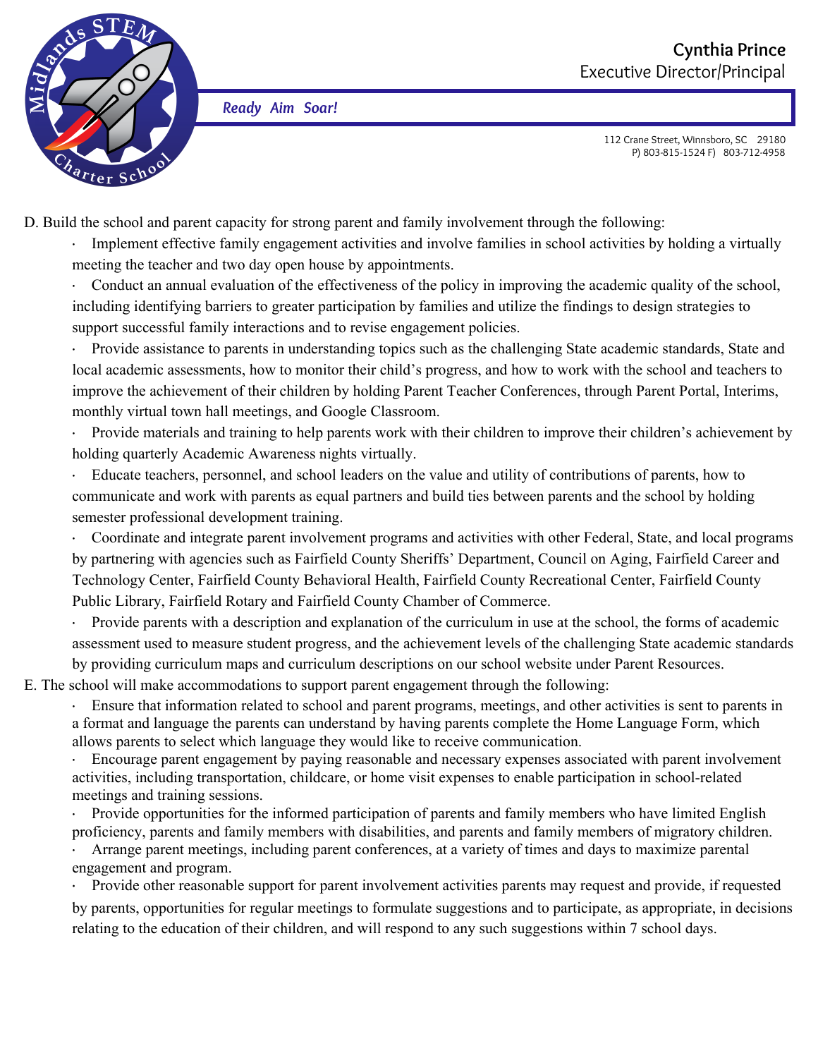D. Build the school and parent capacity for strong parent and family involvement through the following:

- Implement effective family engagement activities and involve families in school activities by holding a virtually meeting the teacher and two day open house by appointments.
- Conduct an annual evaluation of the effectiveness of the policy in improving the academic quality of the school, including identifying barriers to greater participation by families and utilize the findings to design strategies to support successful family interactions and to revise engagement policies.
- Provide assistance to parents in understanding topics such as the challenging State academic standards, State and local academic assessments, how to monitor their child's progress, and how to work with the school and teachers to improve the achievement of their children by holding Parent Teacher Conferences, through Parent Portal, Interims, monthly virtual town hall meetings, and Google Classroom.
- Provide materials and training to help parents work with their children to improve their children's achievement by holding quarterly Academic Awareness nights virtually.
- Educate teachers, personnel, and school leaders on the value and utility of contributions of parents, how to communicate and work with parents as equal partners and build ties between parents and the school by holding semester professional development training.
- Coordinate and integrate parent involvement programs and activities with other Federal, State, and local programs by partnering with agencies such as Fairfield County Sheriffs' Department, Council on Aging, Fairfield Career and Technology Center, Fairfield County Behavioral Health, Fairfield County Recreational Center, Fairfield County Public Library, Fairfield Rotary and Fairfield County Chamber of Commerce.
- Provide parents with a description and explanation of the curriculum in use at the school, the forms of academic assessment used to measure student progress, and the achievement levels of the challenging State academic standards by providing curriculum maps and curriculum descriptions on our school website under Parent Resources.

E. The school will make accommodations to support parent engagement through the following:

- Ensure that information related to school and parent programs, meetings, and other activities is sent to parents in a format and language the parents can understand by having parents complete the Home Language Form, which allows parents to select which language they would like to receive communication.
- Encourage parent engagement by paying reasonable and necessary expenses associated with parent involvement activities, including transportation, childcare, or home visit expenses to enable participation in school-related meetings and training sessions.
- Provide opportunities for the informed participation of parents and family members who have limited English proficiency, parents and family members with disabilities, and parents and family members of migratory children.
- Arrange parent meetings, including parent conferences, at a variety of times and days to maximize parental engagement and program.
- Provide other reasonable support for parent involvement activities parents may request and provide, if requested by parents, opportunities for regular meetings to formulate suggestions and to participate, as appropriate, in decisions relating to the education of their children, and will respond to any such suggestions within 7 school days.